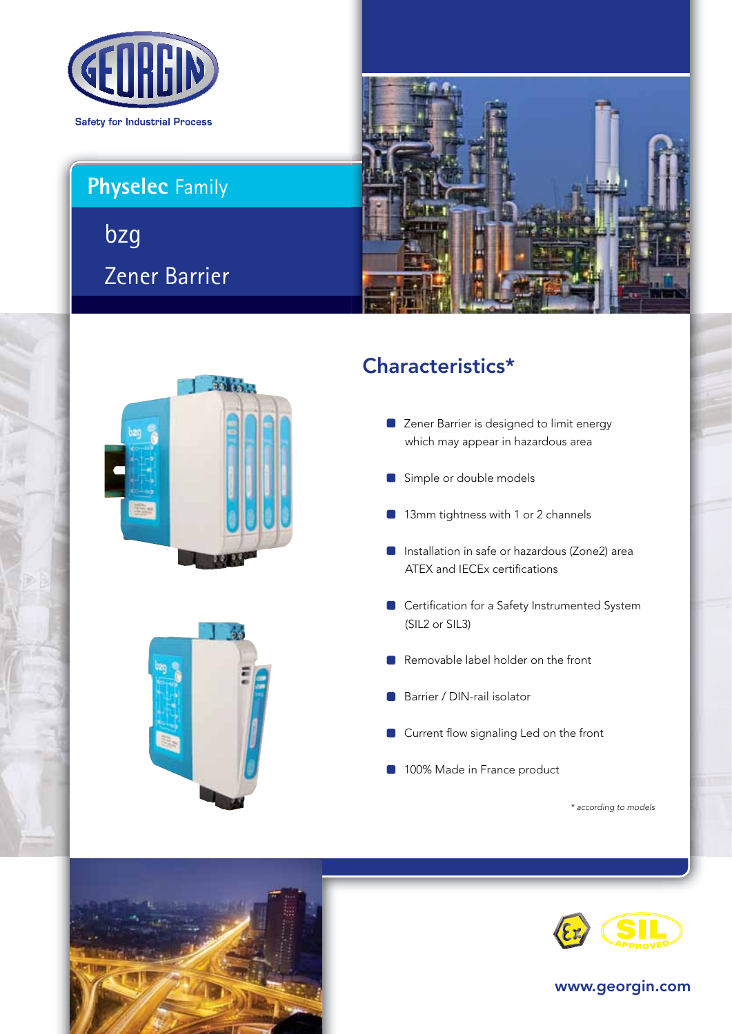GEORGIN

Safety for Industrial Process

# Physelec Family

## bzg

## Zener Barrier

## Characteristics*

- Zener Barrier is designed to limit energy which may appear in hazardous area
- Simple or double models
- 13mm tightness with 1 or 2 channels
- Installation in safe or hazardous (Zone2) area ATEX and IECEx certifications
- Certification for a Safety Instrumented System (SIL2 or SIL3)
- Removable label holder on the front
- Barrier / DIN-rail isolator
- Current flow signaling Led on the front
- 100% Made in France product

*\* according to models*

www.georgin.com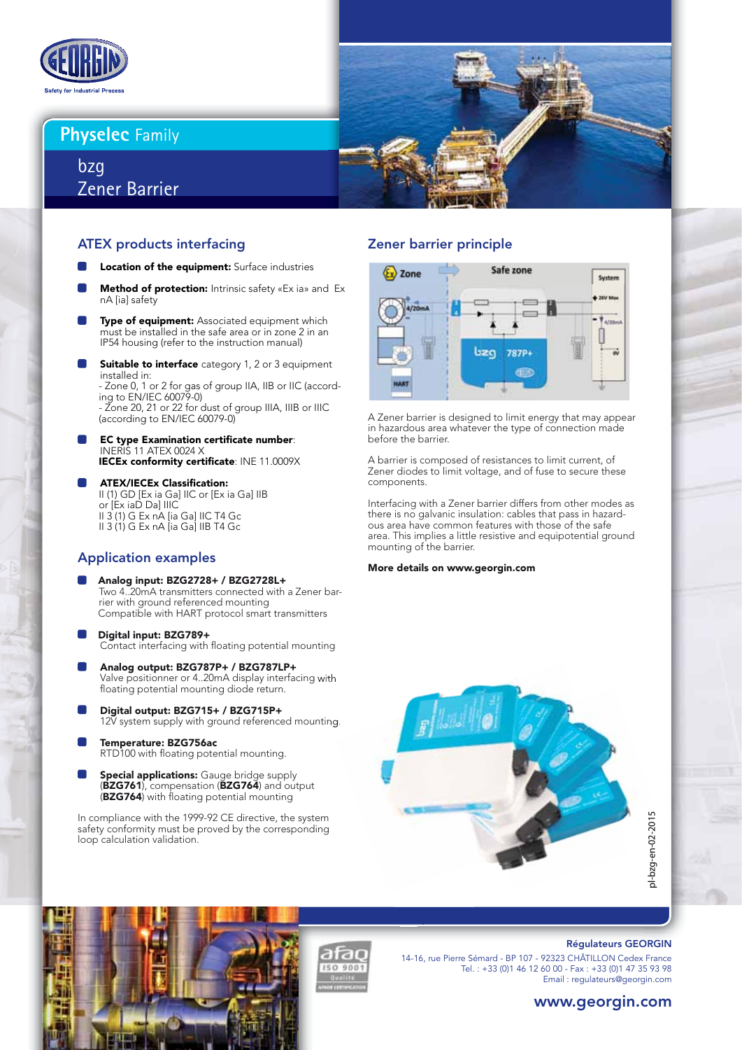# Physelec Family

## bzg Zener Barrier

### ATEX products interfacing

- **Location of the equipment:** Surface industries
- **Method of protection:** Intrinsic safety «Ex ia» and Ex nA [ia] safety
- **Type of equipment:** Associated equipment which must be installed in the safe area or in zone 2 in an IP54 housing (refer to the instruction manual)
- **Suitable to interface** category 1, 2 or 3 equipment installed in:
  - Zone 0, 1 or 2 for gas of group IIA, IIB or IIC (according to EN/IEC 60079-0)
  - Zone 20, 21 or 22 for dust of group IIIA, IIIB or IIIC (according to EN/IEC 60079-0)
- **EC type Examination certificate number**: INERIS 11 ATEX 0024 X
  **IECEx conformity certificate**: INE 11.0009X
- **ATEX/IECEx Classification:**
  II (1) GD [Ex ia Ga] IIC or [Ex ia Ga] IIB or [Ex iaD Da] IIIC
  II 3 (1) G Ex nA [ia Ga] IIC T4 Gc
  II 3 (1) G Ex nA [ia Ga] IIB T4 Gc

### Application examples

- **Analog input: BZG2728+ / BZG2728L+**
  Two 4..20mA transmitters connected with a Zener barrier with ground referenced mounting
  Compatible with HART protocol smart transmitters
- **Digital input: BZG789+**
  Contact interfacing with floating potential mounting
- **Analog output: BZG787P+ / BZG787LP+**
  Valve positionner or 4..20mA display interfacing with floating potential mounting diode return.
- **Digital output: BZG715+ / BZG715P+**
  12V system supply with ground referenced mounting.
- **Temperature: BZG756ac**
  RTD100 with floating potential mounting.
- **Special applications:** Gauge bridge supply (**BZG761**), compensation (**BZG764**) and output (**BZG764**) with floating potential mounting

In compliance with the 1999-92 CE directive, the system safety conformity must be proved by the corresponding loop calculation validation.

### Zener barrier principle

Zone
Safe zone
System
4/20mA
26V Max
4/20mA
0V
HART
bzg 787P+

A Zener barrier is designed to limit energy that may appear in hazardous area whatever the type of connection made before the barrier.

A barrier is composed of resistances to limit current, of Zener diodes to limit voltage, and of fuse to secure these components.

Interfacing with a Zener barrier differs from other modes as there is no galvanic insulation: cables that pass in hazardous area have common features with those of the safe area. This implies a little resistive and equipotential ground mounting of the barrier.

**More details on www.georgin.com**

pl-bzg-en-02-2015

**Régulateurs GEORGIN**
14-16, rue Pierre Sémard - BP 107 - 92323 CHÂTILLON Cedex France
Tel. : +33 (0)1 46 12 60 00 - Fax : +33 (0)1 47 35 93 98
Email : regulateurs@georgin.com

**www.georgin.com**